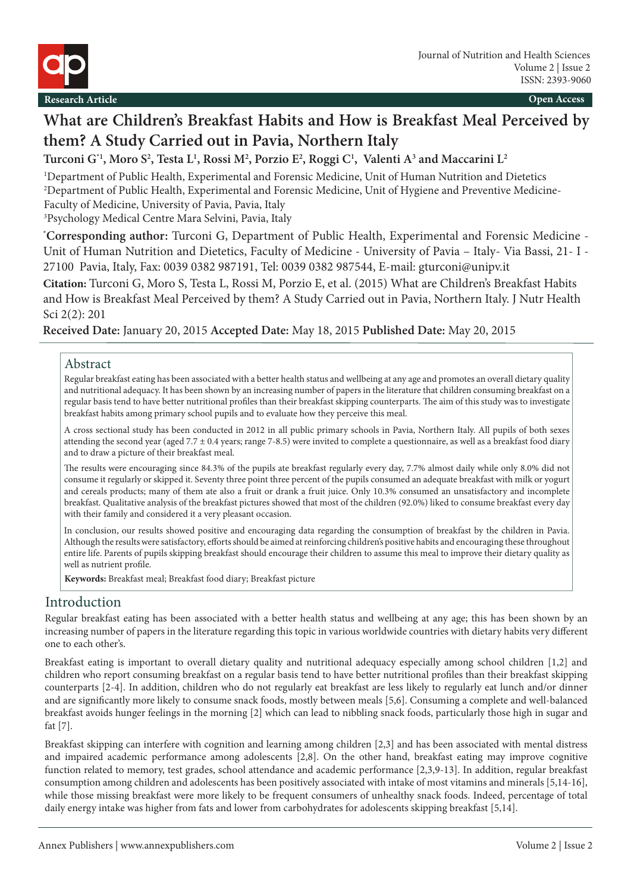Research Article

Open Access

# What are Children's Breakfast Habits and How is Breakfast Meal Perceived by them? A Study Carried out in Pavia, Northern Italy

**Turconi G[*1], Moro S[2], Testa L[1], Rossi M[2], Porzio E[2], Roggi C[1], Valenti A[3] and Maccarini L[2]**

[1]Department of Public Health, Experimental and Forensic Medicine, Unit of Human Nutrition and Dietetics
[2]Department of Public Health, Experimental and Forensic Medicine, Unit of Hygiene and Preventive Medicine- Faculty of Medicine, University of Pavia, Pavia, Italy
[3]Psychology Medical Centre Mara Selvini, Pavia, Italy

[*]**Corresponding author:** Turconi G, Department of Public Health, Experimental and Forensic Medicine - Unit of Human Nutrition and Dietetics, Faculty of Medicine - University of Pavia – Italy- Via Bassi, 21- I - 27100 Pavia, Italy, Fax: 0039 0382 987191, Tel: 0039 0382 987544, E-mail: gturconi@unipv.it

**Citation:** Turconi G, Moro S, Testa L, Rossi M, Porzio E, et al. (2015) What are Children's Breakfast Habits and How is Breakfast Meal Perceived by them? A Study Carried out in Pavia, Northern Italy. J Nutr Health Sci 2(2): 201

**Received Date:** January 20, 2015 **Accepted Date:** May 18, 2015 **Published Date:** May 20, 2015

## Abstract

Regular breakfast eating has been associated with a better health status and wellbeing at any age and promotes an overall dietary quality and nutritional adequacy. It has been shown by an increasing number of papers in the literature that children consuming breakfast on a regular basis tend to have better nutritional profiles than their breakfast skipping counterparts. The aim of this study was to investigate breakfast habits among primary school pupils and to evaluate how they perceive this meal.

A cross sectional study has been conducted in 2012 in all public primary schools in Pavia, Northern Italy. All pupils of both sexes attending the second year (aged 7.7 ± 0.4 years; range 7-8.5) were invited to complete a questionnaire, as well as a breakfast food diary and to draw a picture of their breakfast meal.

The results were encouraging since 84.3% of the pupils ate breakfast regularly every day, 7.7% almost daily while only 8.0% did not consume it regularly or skipped it. Seventy three point three percent of the pupils consumed an adequate breakfast with milk or yogurt and cereals products; many of them ate also a fruit or drank a fruit juice. Only 10.3% consumed an unsatisfactory and incomplete breakfast. Qualitative analysis of the breakfast pictures showed that most of the children (92.0%) liked to consume breakfast every day with their family and considered it a very pleasant occasion.

In conclusion, our results showed positive and encouraging data regarding the consumption of breakfast by the children in Pavia. Although the results were satisfactory, efforts should be aimed at reinforcing children's positive habits and encouraging these throughout entire life. Parents of pupils skipping breakfast should encourage their children to assume this meal to improve their dietary quality as well as nutrient profile.

**Keywords:** Breakfast meal; Breakfast food diary; Breakfast picture

## Introduction

Regular breakfast eating has been associated with a better health status and wellbeing at any age; this has been shown by an increasing number of papers in the literature regarding this topic in various worldwide countries with dietary habits very different one to each other's.

Breakfast eating is important to overall dietary quality and nutritional adequacy especially among school children [1,2] and children who report consuming breakfast on a regular basis tend to have better nutritional profiles than their breakfast skipping counterparts [2-4]. In addition, children who do not regularly eat breakfast are less likely to regularly eat lunch and/or dinner and are significantly more likely to consume snack foods, mostly between meals [5,6]. Consuming a complete and well-balanced breakfast avoids hunger feelings in the morning [2] which can lead to nibbling snack foods, particularly those high in sugar and fat [7].

Breakfast skipping can interfere with cognition and learning among children [2,3] and has been associated with mental distress and impaired academic performance among adolescents [2,8]. On the other hand, breakfast eating may improve cognitive function related to memory, test grades, school attendance and academic performance [2,3,9-13]. In addition, regular breakfast consumption among children and adolescents has been positively associated with intake of most vitamins and minerals [5,14-16], while those missing breakfast were more likely to be frequent consumers of unhealthy snack foods. Indeed, percentage of total daily energy intake was higher from fats and lower from carbohydrates for adolescents skipping breakfast [5,14].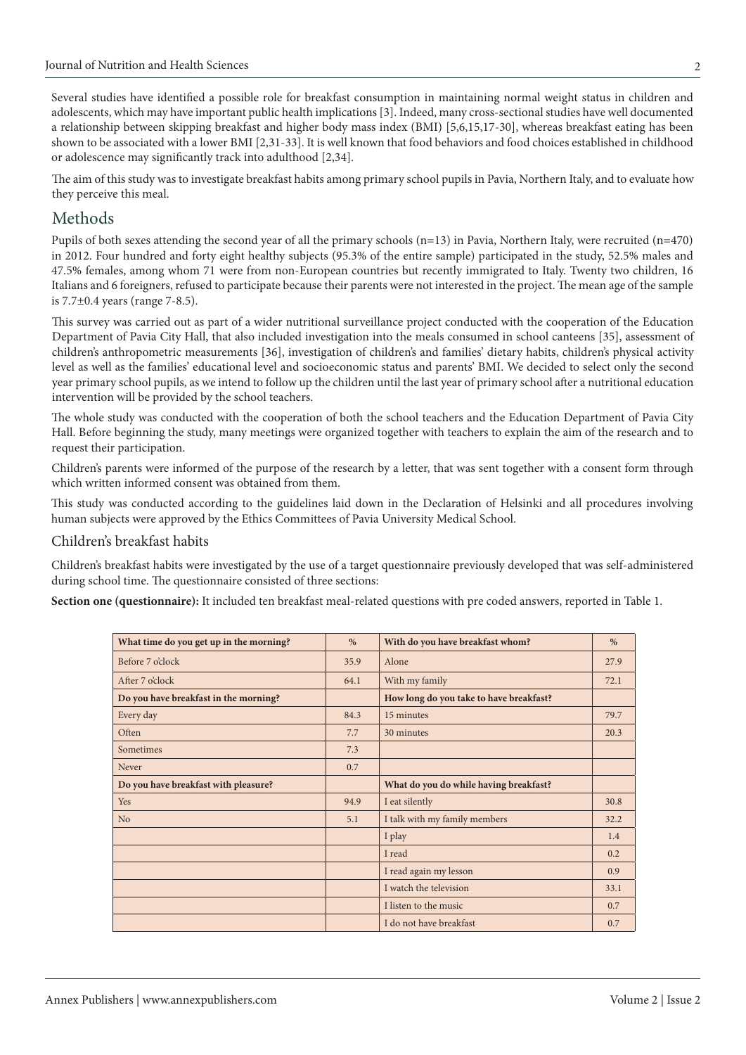Several studies have identified a possible role for breakfast consumption in maintaining normal weight status in children and adolescents, which may have important public health implications [3]. Indeed, many cross-sectional studies have well documented a relationship between skipping breakfast and higher body mass index (BMI) [5,6,15,17-30], whereas breakfast eating has been shown to be associated with a lower BMI [2,31-33]. It is well known that food behaviors and food choices established in childhood or adolescence may significantly track into adulthood [2,34].

The aim of this study was to investigate breakfast habits among primary school pupils in Pavia, Northern Italy, and to evaluate how they perceive this meal.

## Methods

Pupils of both sexes attending the second year of all the primary schools (n=13) in Pavia, Northern Italy, were recruited (n=470) in 2012. Four hundred and forty eight healthy subjects (95.3% of the entire sample) participated in the study, 52.5% males and 47.5% females, among whom 71 were from non-European countries but recently immigrated to Italy. Twenty two children, 16 Italians and 6 foreigners, refused to participate because their parents were not interested in the project. The mean age of the sample is 7.7±0.4 years (range 7-8.5).

This survey was carried out as part of a wider nutritional surveillance project conducted with the cooperation of the Education Department of Pavia City Hall, that also included investigation into the meals consumed in school canteens [35], assessment of children's anthropometric measurements [36], investigation of children's and families' dietary habits, children's physical activity level as well as the families' educational level and socioeconomic status and parents' BMI. We decided to select only the second year primary school pupils, as we intend to follow up the children until the last year of primary school after a nutritional education intervention will be provided by the school teachers.

The whole study was conducted with the cooperation of both the school teachers and the Education Department of Pavia City Hall. Before beginning the study, many meetings were organized together with teachers to explain the aim of the research and to request their participation.

Children's parents were informed of the purpose of the research by a letter, that was sent together with a consent form through which written informed consent was obtained from them.

This study was conducted according to the guidelines laid down in the Declaration of Helsinki and all procedures involving human subjects were approved by the Ethics Committees of Pavia University Medical School.

### Children's breakfast habits

Children's breakfast habits were investigated by the use of a target questionnaire previously developed that was self-administered during school time. The questionnaire consisted of three sections:

**Section one (questionnaire):** It included ten breakfast meal-related questions with pre coded answers, reported in Table 1.

| **What time do you get up in the morning?** | **%** | **With do you have breakfast whom?** | **%** |
|---|---|---|---|
| Before 7 o'clock | 35.9 | Alone | 27.9 |
| After 7 o'clock | 64.1 | With my family | 72.1 |
| **Do you have breakfast in the morning?** | | **How long do you take to have breakfast?** | |
| Every day | 84.3 | 15 minutes | 79.7 |
| Often | 7.7 | 30 minutes | 20.3 |
| Sometimes | 7.3 | | |
| Never | 0.7 | | |
| **Do you have breakfast with pleasure?** | | **What do you do while having breakfast?** | |
| Yes | 94.9 | I eat silently | 30.8 |
| No | 5.1 | I talk with my family members | 32.2 |
| | | I play | 1.4 |
| | | I read | 0.2 |
| | | I read again my lesson | 0.9 |
| | | I watch the television | 33.1 |
| | | I listen to the music | 0.7 |
| | | I do not have breakfast | 0.7 |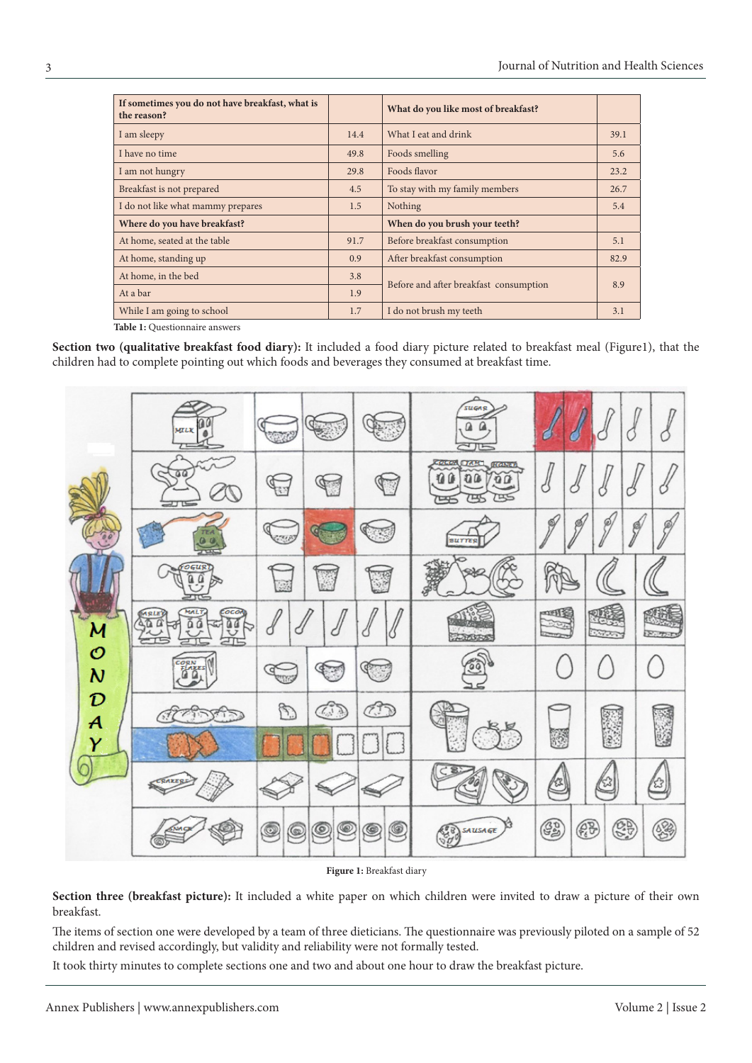| If sometimes you do not have breakfast, what is the reason? | | What do you like most of breakfast? | |
|---|---|---|---|
| I am sleepy | 14.4 | What I eat and drink | 39.1 |
| I have no time | 49.8 | Foods smelling | 5.6 |
| I am not hungry | 29.8 | Foods flavor | 23.2 |
| Breakfast is not prepared | 4.5 | To stay with my family members | 26.7 |
| I do not like what mammy prepares | 1.5 | Nothing | 5.4 |
| **Where do you have breakfast?** | | **When do you brush your teeth?** | |
| At home, seated at the table | 91.7 | Before breakfast consumption | 5.1 |
| At home, standing up | 0.9 | After breakfast consumption | 82.9 |
| At home, in the bed | 3.8 | Before and after breakfast consumption | 8.9 |
| At a bar | 1.9 | | |
| While I am going to school | 1.7 | I do not brush my teeth | 3.1 |

**Table 1:** Questionnaire answers

**Section two (qualitative breakfast food diary):** It included a food diary picture related to breakfast meal (Figure1), that the children had to complete pointing out which foods and beverages they consumed at breakfast time.

**Figure 1:** Breakfast diary

**Section three (breakfast picture):** It included a white paper on which children were invited to draw a picture of their own breakfast.

The items of section one were developed by a team of three dieticians. The questionnaire was previously piloted on a sample of 52 children and revised accordingly, but validity and reliability were not formally tested.

It took thirty minutes to complete sections one and two and about one hour to draw the breakfast picture.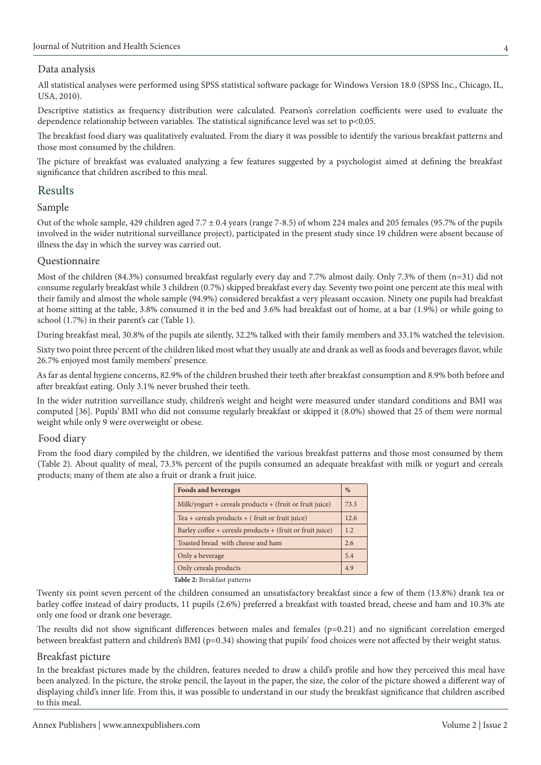### Data analysis

All statistical analyses were performed using SPSS statistical software package for Windows Version 18.0 (SPSS Inc., Chicago, IL, USA, 2010).

Descriptive statistics as frequency distribution were calculated. Pearson's correlation coefficients were used to evaluate the dependence relationship between variables. The statistical significance level was set to $p<0.05$.

The breakfast food diary was qualitatively evaluated. From the diary it was possible to identify the various breakfast patterns and those most consumed by the children.

The picture of breakfast was evaluated analyzing a few features suggested by a psychologist aimed at defining the breakfast significance that children ascribed to this meal.

## Results

### Sample

Out of the whole sample, 429 children aged 7.7 ± 0.4 years (range 7-8.5) of whom 224 males and 205 females (95.7% of the pupils involved in the wider nutritional surveillance project), participated in the present study since 19 children were absent because of illness the day in which the survey was carried out.

### Questionnaire

Most of the children (84.3%) consumed breakfast regularly every day and 7.7% almost daily. Only 7.3% of them (n=31) did not consume regularly breakfast while 3 children (0.7%) skipped breakfast every day. Seventy two point one percent ate this meal with their family and almost the whole sample (94.9%) considered breakfast a very pleasant occasion. Ninety one pupils had breakfast at home sitting at the table, 3.8% consumed it in the bed and 3.6% had breakfast out of home, at a bar (1.9%) or while going to school (1.7%) in their parent's car (Table 1).

During breakfast meal, 30.8% of the pupils ate silently, 32.2% talked with their family members and 33.1% watched the television.

Sixty two point three percent of the children liked most what they usually ate and drank as well as foods and beverages flavor, while 26.7% enjoyed most family members' presence.

As far as dental hygiene concerns, 82.9% of the children brushed their teeth after breakfast consumption and 8.9% both before and after breakfast eating. Only 3.1% never brushed their teeth.

In the wider nutrition surveillance study, children's weight and height were measured under standard conditions and BMI was computed [36]. Pupils' BMI who did not consume regularly breakfast or skipped it (8.0%) showed that 25 of them were normal weight while only 9 were overweight or obese.

### Food diary

From the food diary compiled by the children, we identified the various breakfast patterns and those most consumed by them (Table 2). About quality of meal, 73.3% percent of the pupils consumed an adequate breakfast with milk or yogurt and cereals products; many of them ate also a fruit or drank a fruit juice.

| Foods and beverages | % |
|---|---|
| Milk/yogurt + cereals products + (fruit or fruit juice) | 73.3 |
| Tea + cereals products + ( fruit or fruit juice) | 12.6 |
| Barley coffee + cereals products + (fruit or fruit juice) | 1.2 |
| Toasted bread with cheese and ham | 2.6 |
| Only a beverage | 5.4 |
| Only cereals products | 4.9 |

**Table 2:** Breakfast patterns

Twenty six point seven percent of the children consumed an unsatisfactory breakfast since a few of them (13.8%) drank tea or barley coffee instead of dairy products, 11 pupils (2.6%) preferred a breakfast with toasted bread, cheese and ham and 10.3% ate only one food or drank one beverage.

The results did not show significant differences between males and females ($p=0.21$) and no significant correlation emerged between breakfast pattern and children's BMI ($p=0.34$) showing that pupils' food choices were not affected by their weight status.

### Breakfast picture

In the breakfast pictures made by the children, features needed to draw a child's profile and how they perceived this meal have been analyzed. In the picture, the stroke pencil, the layout in the paper, the size, the color of the picture showed a different way of displaying child's inner life. From this, it was possible to understand in our study the breakfast significance that children ascribed to this meal.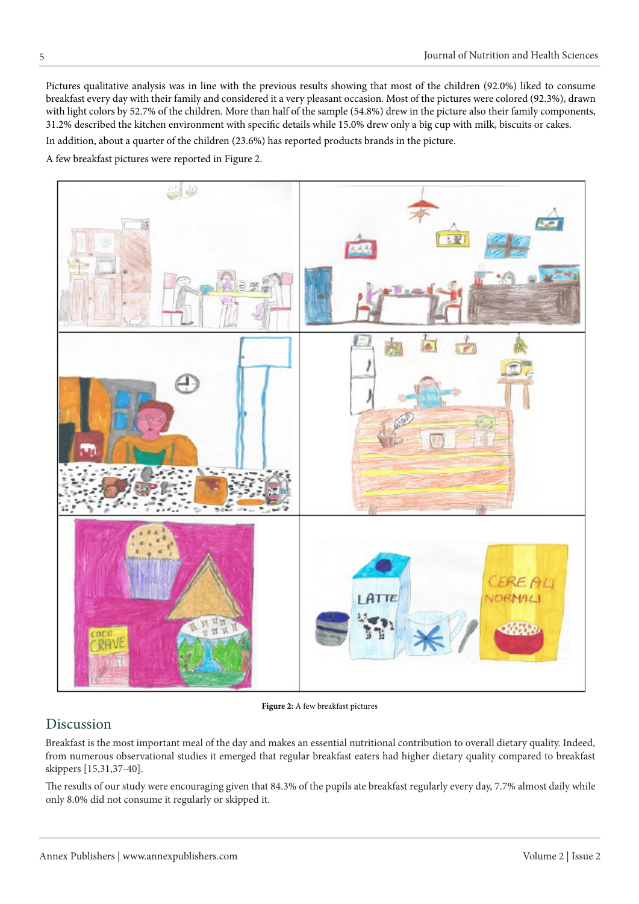Pictures qualitative analysis was in line with the previous results showing that most of the children (92.0%) liked to consume breakfast every day with their family and considered it a very pleasant occasion. Most of the pictures were colored (92.3%), drawn with light colors by 52.7% of the children. More than half of the sample (54.8%) drew in the picture also their family components, 31.2% described the kitchen environment with specific details while 15.0% drew only a big cup with milk, biscuits or cakes.

In addition, about a quarter of the children (23.6%) has reported products brands in the picture.

A few breakfast pictures were reported in Figure 2.

**Figure 2:** A few breakfast pictures

## Discussion

Breakfast is the most important meal of the day and makes an essential nutritional contribution to overall dietary quality. Indeed, from numerous observational studies it emerged that regular breakfast eaters had higher dietary quality compared to breakfast skippers [15,31,37-40].

The results of our study were encouraging given that 84.3% of the pupils ate breakfast regularly every day, 7.7% almost daily while only 8.0% did not consume it regularly or skipped it.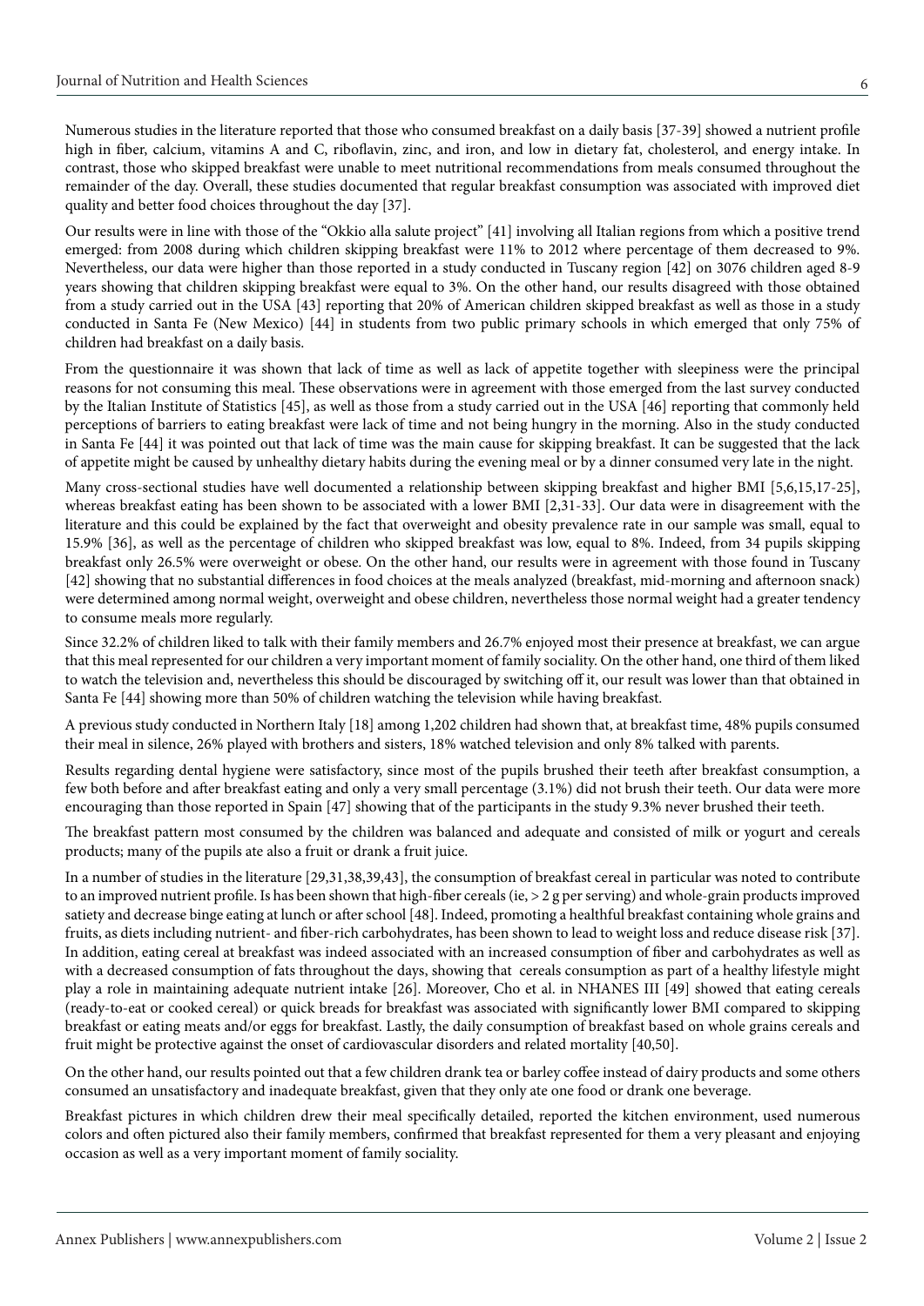Numerous studies in the literature reported that those who consumed breakfast on a daily basis [37-39] showed a nutrient profile high in fiber, calcium, vitamins A and C, riboflavin, zinc, and iron, and low in dietary fat, cholesterol, and energy intake. In contrast, those who skipped breakfast were unable to meet nutritional recommendations from meals consumed throughout the remainder of the day. Overall, these studies documented that regular breakfast consumption was associated with improved diet quality and better food choices throughout the day [37].

Our results were in line with those of the "Okkio alla salute project" [41] involving all Italian regions from which a positive trend emerged: from 2008 during which children skipping breakfast were 11% to 2012 where percentage of them decreased to 9%. Nevertheless, our data were higher than those reported in a study conducted in Tuscany region [42] on 3076 children aged 8-9 years showing that children skipping breakfast were equal to 3%. On the other hand, our results disagreed with those obtained from a study carried out in the USA [43] reporting that 20% of American children skipped breakfast as well as those in a study conducted in Santa Fe (New Mexico) [44] in students from two public primary schools in which emerged that only 75% of children had breakfast on a daily basis.

From the questionnaire it was shown that lack of time as well as lack of appetite together with sleepiness were the principal reasons for not consuming this meal. These observations were in agreement with those emerged from the last survey conducted by the Italian Institute of Statistics [45], as well as those from a study carried out in the USA [46] reporting that commonly held perceptions of barriers to eating breakfast were lack of time and not being hungry in the morning. Also in the study conducted in Santa Fe [44] it was pointed out that lack of time was the main cause for skipping breakfast. It can be suggested that the lack of appetite might be caused by unhealthy dietary habits during the evening meal or by a dinner consumed very late in the night.

Many cross-sectional studies have well documented a relationship between skipping breakfast and higher BMI [5,6,15,17-25], whereas breakfast eating has been shown to be associated with a lower BMI [2,31-33]. Our data were in disagreement with the literature and this could be explained by the fact that overweight and obesity prevalence rate in our sample was small, equal to 15.9% [36], as well as the percentage of children who skipped breakfast was low, equal to 8%. Indeed, from 34 pupils skipping breakfast only 26.5% were overweight or obese. On the other hand, our results were in agreement with those found in Tuscany [42] showing that no substantial differences in food choices at the meals analyzed (breakfast, mid-morning and afternoon snack) were determined among normal weight, overweight and obese children, nevertheless those normal weight had a greater tendency to consume meals more regularly.

Since 32.2% of children liked to talk with their family members and 26.7% enjoyed most their presence at breakfast, we can argue that this meal represented for our children a very important moment of family sociality. On the other hand, one third of them liked to watch the television and, nevertheless this should be discouraged by switching off it, our result was lower than that obtained in Santa Fe [44] showing more than 50% of children watching the television while having breakfast.

A previous study conducted in Northern Italy [18] among 1,202 children had shown that, at breakfast time, 48% pupils consumed their meal in silence, 26% played with brothers and sisters, 18% watched television and only 8% talked with parents.

Results regarding dental hygiene were satisfactory, since most of the pupils brushed their teeth after breakfast consumption, a few both before and after breakfast eating and only a very small percentage (3.1%) did not brush their teeth. Our data were more encouraging than those reported in Spain [47] showing that of the participants in the study 9.3% never brushed their teeth.

The breakfast pattern most consumed by the children was balanced and adequate and consisted of milk or yogurt and cereals products; many of the pupils ate also a fruit or drank a fruit juice.

In a number of studies in the literature [29,31,38,39,43], the consumption of breakfast cereal in particular was noted to contribute to an improved nutrient profile. Is has been shown that high-fiber cereals (ie, > 2 g per serving) and whole-grain products improved satiety and decrease binge eating at lunch or after school [48]. Indeed, promoting a healthful breakfast containing whole grains and fruits, as diets including nutrient- and fiber-rich carbohydrates, has been shown to lead to weight loss and reduce disease risk [37]. In addition, eating cereal at breakfast was indeed associated with an increased consumption of fiber and carbohydrates as well as with a decreased consumption of fats throughout the days, showing that cereals consumption as part of a healthy lifestyle might play a role in maintaining adequate nutrient intake [26]. Moreover, Cho et al. in NHANES III [49] showed that eating cereals (ready-to-eat or cooked cereal) or quick breads for breakfast was associated with significantly lower BMI compared to skipping breakfast or eating meats and/or eggs for breakfast. Lastly, the daily consumption of breakfast based on whole grains cereals and fruit might be protective against the onset of cardiovascular disorders and related mortality [40,50].

On the other hand, our results pointed out that a few children drank tea or barley coffee instead of dairy products and some others consumed an unsatisfactory and inadequate breakfast, given that they only ate one food or drank one beverage.

Breakfast pictures in which children drew their meal specifically detailed, reported the kitchen environment, used numerous colors and often pictured also their family members, confirmed that breakfast represented for them a very pleasant and enjoying occasion as well as a very important moment of family sociality.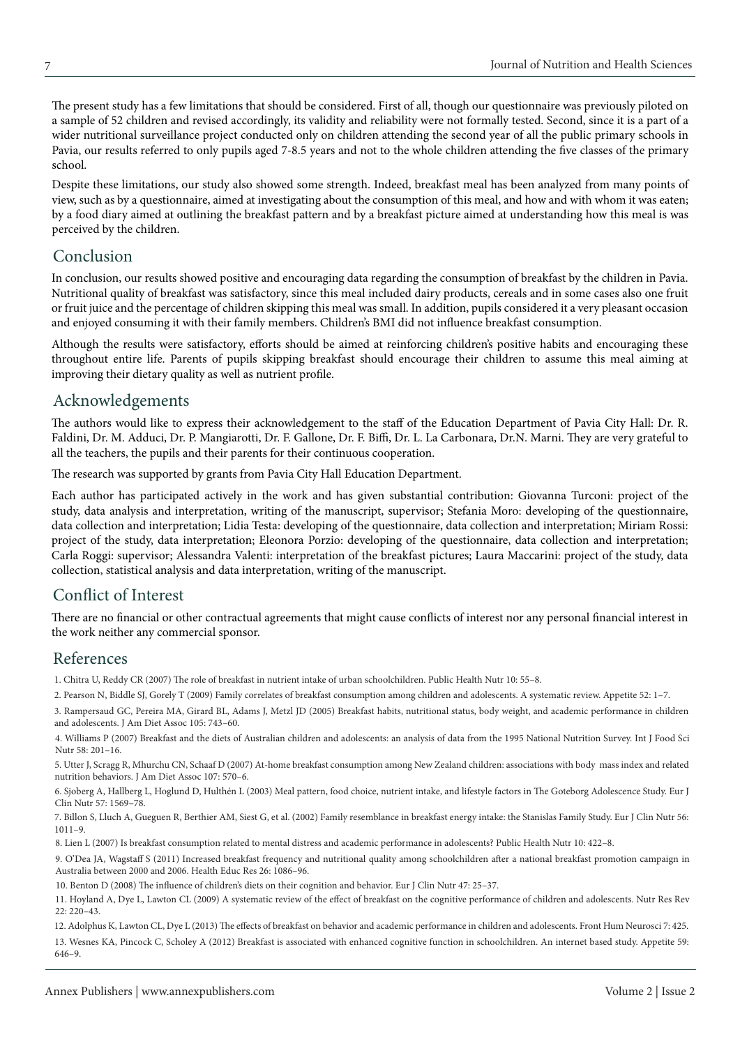The present study has a few limitations that should be considered. First of all, though our questionnaire was previously piloted on a sample of 52 children and revised accordingly, its validity and reliability were not formally tested. Second, since it is a part of a wider nutritional surveillance project conducted only on children attending the second year of all the public primary schools in Pavia, our results referred to only pupils aged 7-8.5 years and not to the whole children attending the five classes of the primary school.

Despite these limitations, our study also showed some strength. Indeed, breakfast meal has been analyzed from many points of view, such as by a questionnaire, aimed at investigating about the consumption of this meal, and how and with whom it was eaten; by a food diary aimed at outlining the breakfast pattern and by a breakfast picture aimed at understanding how this meal is was perceived by the children.

## Conclusion

In conclusion, our results showed positive and encouraging data regarding the consumption of breakfast by the children in Pavia. Nutritional quality of breakfast was satisfactory, since this meal included dairy products, cereals and in some cases also one fruit or fruit juice and the percentage of children skipping this meal was small. In addition, pupils considered it a very pleasant occasion and enjoyed consuming it with their family members. Children's BMI did not influence breakfast consumption.

Although the results were satisfactory, efforts should be aimed at reinforcing children's positive habits and encouraging these throughout entire life. Parents of pupils skipping breakfast should encourage their children to assume this meal aiming at improving their dietary quality as well as nutrient profile.

## Acknowledgements

The authors would like to express their acknowledgement to the staff of the Education Department of Pavia City Hall: Dr. R. Faldini, Dr. M. Adduci, Dr. P. Mangiarotti, Dr. F. Gallone, Dr. F. Biffi, Dr. L. La Carbonara, Dr.N. Marni. They are very grateful to all the teachers, the pupils and their parents for their continuous cooperation.

The research was supported by grants from Pavia City Hall Education Department.

Each author has participated actively in the work and has given substantial contribution: Giovanna Turconi: project of the study, data analysis and interpretation, writing of the manuscript, supervisor; Stefania Moro: developing of the questionnaire, data collection and interpretation; Lidia Testa: developing of the questionnaire, data collection and interpretation; Miriam Rossi: project of the study, data interpretation; Eleonora Porzio: developing of the questionnaire, data collection and interpretation; Carla Roggi: supervisor; Alessandra Valenti: interpretation of the breakfast pictures; Laura Maccarini: project of the study, data collection, statistical analysis and data interpretation, writing of the manuscript.

## Conflict of Interest

There are no financial or other contractual agreements that might cause conflicts of interest nor any personal financial interest in the work neither any commercial sponsor.

## References

1. Chitra U, Reddy CR (2007) The role of breakfast in nutrient intake of urban schoolchildren. Public Health Nutr 10: 55–8.

2. Pearson N, Biddle SJ, Gorely T (2009) Family correlates of breakfast consumption among children and adolescents. A systematic review. Appetite 52: 1–7.

3. Rampersaud GC, Pereira MA, Girard BL, Adams J, Metzl JD (2005) Breakfast habits, nutritional status, body weight, and academic performance in children and adolescents. J Am Diet Assoc 105: 743–60.

4. Williams P (2007) Breakfast and the diets of Australian children and adolescents: an analysis of data from the 1995 National Nutrition Survey. Int J Food Sci Nutr 58: 201–16.

5. Utter J, Scragg R, Mhurchu CN, Schaaf D (2007) At-home breakfast consumption among New Zealand children: associations with body mass index and related nutrition behaviors. J Am Diet Assoc 107: 570–6.

6. Sjoberg A, Hallberg L, Hoglund D, Hulthén L (2003) Meal pattern, food choice, nutrient intake, and lifestyle factors in The Goteborg Adolescence Study. Eur J Clin Nutr 57: 1569–78.

7. Billon S, Lluch A, Gueguen R, Berthier AM, Siest G, et al. (2002) Family resemblance in breakfast energy intake: the Stanislas Family Study. Eur J Clin Nutr 56: 1011–9.

8. Lien L (2007) Is breakfast consumption related to mental distress and academic performance in adolescents? Public Health Nutr 10: 422–8.

9. O'Dea JA, Wagstaff S (2011) Increased breakfast frequency and nutritional quality among schoolchildren after a national breakfast promotion campaign in Australia between 2000 and 2006. Health Educ Res 26: 1086–96.

10. Benton D (2008) The influence of children's diets on their cognition and behavior. Eur J Clin Nutr 47: 25–37.

11. Hoyland A, Dye L, Lawton CL (2009) A systematic review of the effect of breakfast on the cognitive performance of children and adolescents. Nutr Res Rev 22: 220–43.

12. Adolphus K, Lawton CL, Dye L (2013) The effects of breakfast on behavior and academic performance in children and adolescents. Front Hum Neurosci 7: 425.

13. Wesnes KA, Pincock C, Scholey A (2012) Breakfast is associated with enhanced cognitive function in schoolchildren. An internet based study. Appetite 59: 646–9.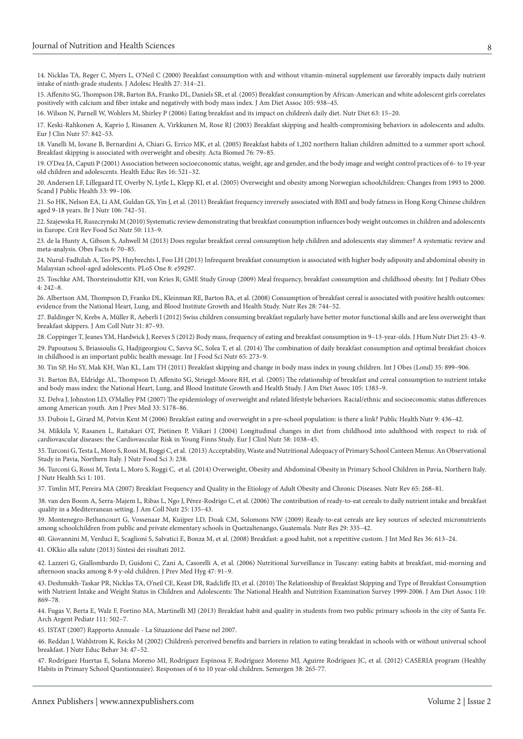14. Nicklas TA, Reger C, Myers L, O'Neil C (2000) Breakfast consumption with and without vitamin-mineral supplement use favorably impacts daily nutrient intake of ninth-grade students. J Adolesc Health 27: 314–21.

15. Affenito SG, Thompson DR, Barton BA, Franko DL, Daniels SR, et al. (2005) Breakfast consumption by African-American and white adolescent girls correlates positively with calcium and fiber intake and negatively with body mass index. J Am Diet Assoc 105: 938–45.

16. Wilson N, Parnell W, Wohlers M, Shirley P (2006) Eating breakfast and its impact on children's daily diet. Nutr Diet 63: 15–20.

17. Keski-Rahkonen A, Kaprio J, Rissanen A, Virkkunen M, Rose RJ (2003) Breakfast skipping and health-compromising behaviors in adolescents and adults. Eur J Clin Nutr 57: 842–53.

18. Vanelli M, Iovane B, Bernardini A, Chiari G, Errico MK, et al. (2005) Breakfast habits of 1,202 northern Italian children admitted to a summer sport school. Breakfast skipping is associated with overweight and obesity. Acta Biomed 76: 79–85.

19. O'Dea JA, Caputi P (2001) Association between socioeconomic status, weight, age and gender, and the body image and weight control practices of 6- to 19-year old children and adolescents. Health Educ Res 16: 521–32.

20. Andersen LF, Lillegaard IT, Overby N, Lytle L, Klepp KI, et al. (2005) Overweight and obesity among Norwegian schoolchildren: Changes from 1993 to 2000. Scand J Public Health 33: 99–106.

21. So HK, Nelson EA, Li AM, Guldan GS, Yin J, et al. (2011) Breakfast frequency inversely associated with BMI and body fatness in Hong Kong Chinese children aged 9-18 years. Br J Nutr 106: 742–51.

22. Szajewska H, Ruszczynski M (2010) Systematic review demonstrating that breakfast consumption influences body weight outcomes in children and adolescents in Europe. Crit Rev Food Sci Nutr 50: 113–9.

23. de la Hunty A, Gibson S, Ashwell M (2013) Does regular breakfast cereal consumption help children and adolescents stay slimmer? A systematic review and meta-analysis. Obes Facts 6: 70–85.

24. Nurul-Fadhilah A, Teo PS, Huybrechts I, Foo LH (2013) Infrequent breakfast consumption is associated with higher body adiposity and abdominal obesity in Malaysian school-aged adolescents. PLoS One 8: e59297.

25. Toschke AM, Thorsteinsdottir KH, von Kries R; GME Study Group (2009) Meal frequency, breakfast consumption and childhood obesity. Int J Pediatr Obes 4: 242–8.

26. Albertson AM, Thompson D, Franko DL, Kleinman RE, Barton BA, et al. (2008) Consumption of breakfast cereal is associated with positive health outcomes: evidence from the National Heart, Lung, and Blood Institute Growth and Health Study. Nutr Res 28: 744–52.

27. Baldinger N, Krebs A, Müller R, Aeberli I (2012) Swiss children consuming breakfast regularly have better motor functional skills and are less overweight than breakfast skippers. J Am Coll Nutr 31: 87–93.

28. Coppinger T, Jeanes YM, Hardwick J, Reeves S (2012) Body mass, frequency of eating and breakfast consumption in 9–13-year-olds. J Hum Nutr Diet 25: 43–9.

29. Papoutsou S, Briassoulis G, Hadjigeorgiou C, Savva SC, Solea T, et al. (2014) The combination of daily breakfast consumption and optimal breakfast choices in childhood is an important public health message. Int J Food Sci Nutr 65: 273–9.

30. Tin SP, Ho SY, Mak KH, Wan KL, Lam TH (2011) Breakfast skipping and change in body mass index in young children. Int J Obes (Lond) 35: 899–906.

31. Barton BA, Eldridge AL, Thompson D, Affenito SG, Striegel-Moore RH, et al. (2005) The relationship of breakfast and cereal consumption to nutrient intake and body mass index: the National Heart, Lung, and Blood Institute Growth and Health Study. J Am Diet Assoc 105: 1383–9.

32. Delva J, Johnston LD, O'Malley PM (2007) The epidemiology of overweight and related lifestyle behaviors. Racial/ethnic and socioeconomic status differences among American youth. Am J Prev Med 33: S178–86.

33. Dubois L, Girard M, Potvin Kent M (2006) Breakfast eating and overweight in a pre-school population: is there a link? Public Health Nutr 9: 436–42.

34. Mikkila V, Rasanen L, Raitakari OT, Pietinen P, Viikari J (2004) Longitudinal changes in diet from childhood into adulthood with respect to risk of cardiovascular diseases: the Cardiovascular Risk in Young Finns Study. Eur J Clinl Nutr 58: 1038–45.

35. Turconi G, Testa L, Moro S, Rossi M, Roggi C, et al. (2013) Acceptability, Waste and Nutritional Adequacy of Primary School Canteen Menus: An Observational Study in Pavia, Northern Italy. J Nutr Food Sci 3: 238.

36. Turconi G, Rossi M, Testa L, Moro S, Roggi C, et al. (2014) Overweight, Obesity and Abdominal Obesity in Primary School Children in Pavia, Northern Italy. J Nutr Health Sci 1: 101.

37. Timlin MT, Pereira MA (2007) Breakfast Frequency and Quality in the Etiology of Adult Obesity and Chronic Diseases. Nutr Rev 65: 268–81.

38. van den Boom A, Serra-Majem L, Ribas L, Ngo J, Pérez-Rodrigo C, et al. (2006) The contribution of ready-to-eat cereals to daily nutrient intake and breakfast quality in a Mediterranean setting. J Am Coll Nutr 25: 135–43.

39. Montenegro-Bethancourt G, Vossenaar M, Kuijper LD, Doak CM, Solomons NW (2009) Ready-to-eat cereals are key sources of selected micronutrients among schoolchildren from public and private elementary schools in Quetzaltenango, Guatemala. Nutr Res 29: 335–42.

40. Giovannini M, Verduci E, Scaglioni S, Salvatici E, Bonza M, et al. (2008) Breakfast: a good habit, not a repetitive custom. J Int Med Res 36: 613–24.

41. OKkio alla salute (2013) Sintesi dei risultati 2012.

42. Lazzeri G, Giallombardo D, Guidoni C, Zani A, Casorelli A, et al. (2006) Nutritional Surveillance in Tuscany: eating habits at breakfast, mid-morning and afternoon snacks among 8-9 y-old children. J Prev Med Hyg 47: 91–9.

43. Deshmukh-Taskar PR, Nicklas TA, O'neil CE, Keast DR, Radcliffe JD, et al. (2010) The Relationship of Breakfast Skipping and Type of Breakfast Consumption with Nutrient Intake and Weight Status in Children and Adolescents: The National Health and Nutrition Examination Survey 1999-2006. J Am Diet Assoc 110: 869–78.

44. Fugas V, Berta E, Walz F, Fortino MA, Martinelli MJ (2013) Breakfast habit and quality in students from two public primary schools in the city of Santa Fe. Arch Argent Pediatr 111: 502–7.

45. ISTAT (2007) Rapporto Annuale - La Situazione del Paese nel 2007.

46. Reddan J, Wahlstrom K, Reicks M (2002) Children's perceived benefits and barriers in relation to eating breakfast in schools with or without universal school breakfast. J Nutr Educ Behav 34: 47–52.

47. Rodríguez Huertas E, Solana Moreno MI, Rodríguez Espinosa F, Rodríguez Moreno MJ, Aguirre Rodríguez JC, et al. (2012) CASERIA program (Healthy Habits in Primary School Questionnaire). Responses of 6 to 10 year-old children. Semergen 38: 265-77.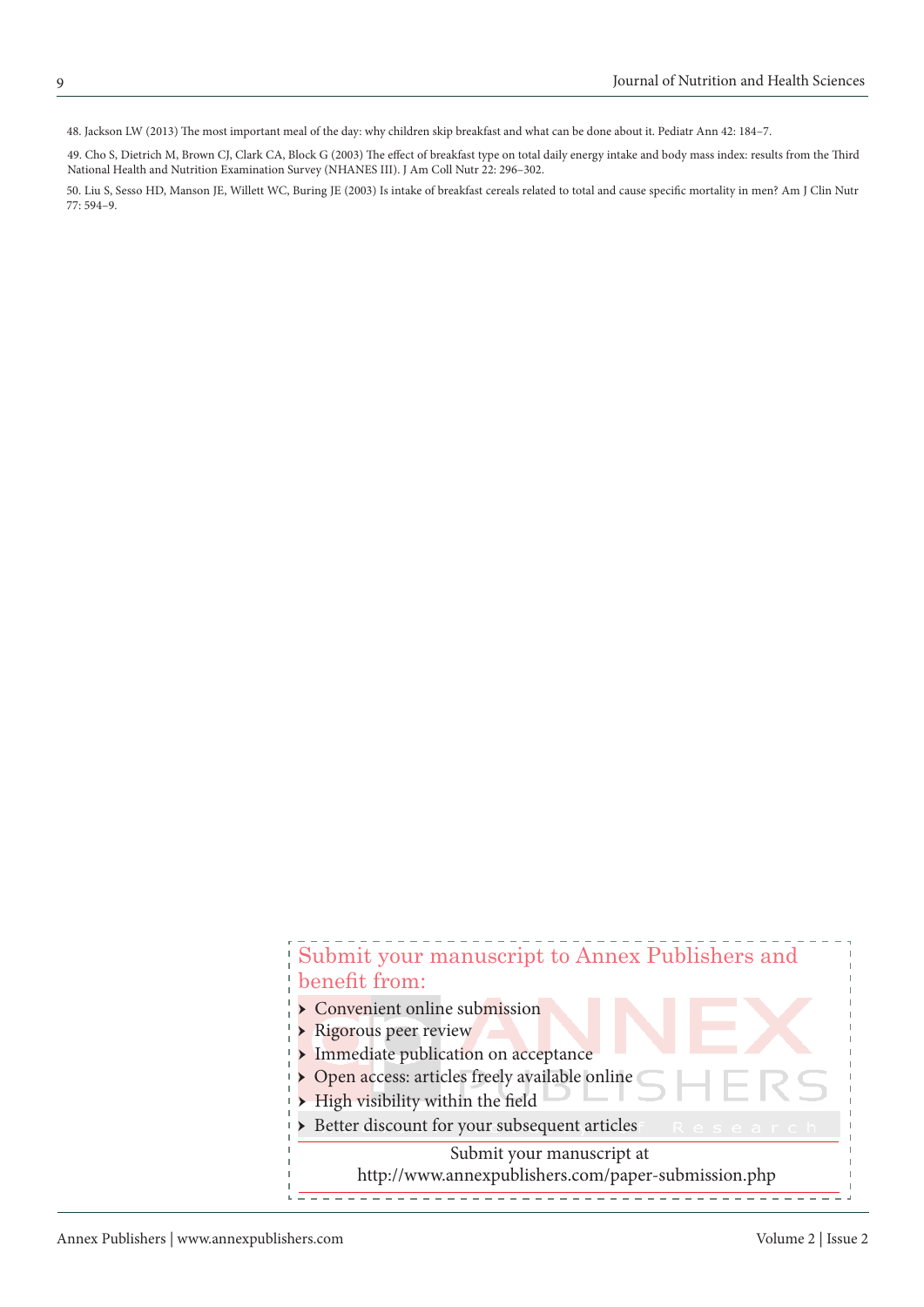48. Jackson LW (2013) The most important meal of the day: why children skip breakfast and what can be done about it. Pediatr Ann 42: 184–7.

49. Cho S, Dietrich M, Brown CJ, Clark CA, Block G (2003) The effect of breakfast type on total daily energy intake and body mass index: results from the Third National Health and Nutrition Examination Survey (NHANES III). J Am Coll Nutr 22: 296–302.

50. Liu S, Sesso HD, Manson JE, Willett WC, Buring JE (2003) Is intake of breakfast cereals related to total and cause specific mortality in men? Am J Clin Nutr 77: 594–9.

Submit your manuscript to Annex Publishers and benefit from:

- Convenient online submission
- Rigorous peer review
- Immediate publication on acceptance
- Open access: articles freely available online
- High visibility within the field
- Better discount for your subsequent articles

Submit your manuscript at
http://www.annexpublishers.com/paper-submission.php